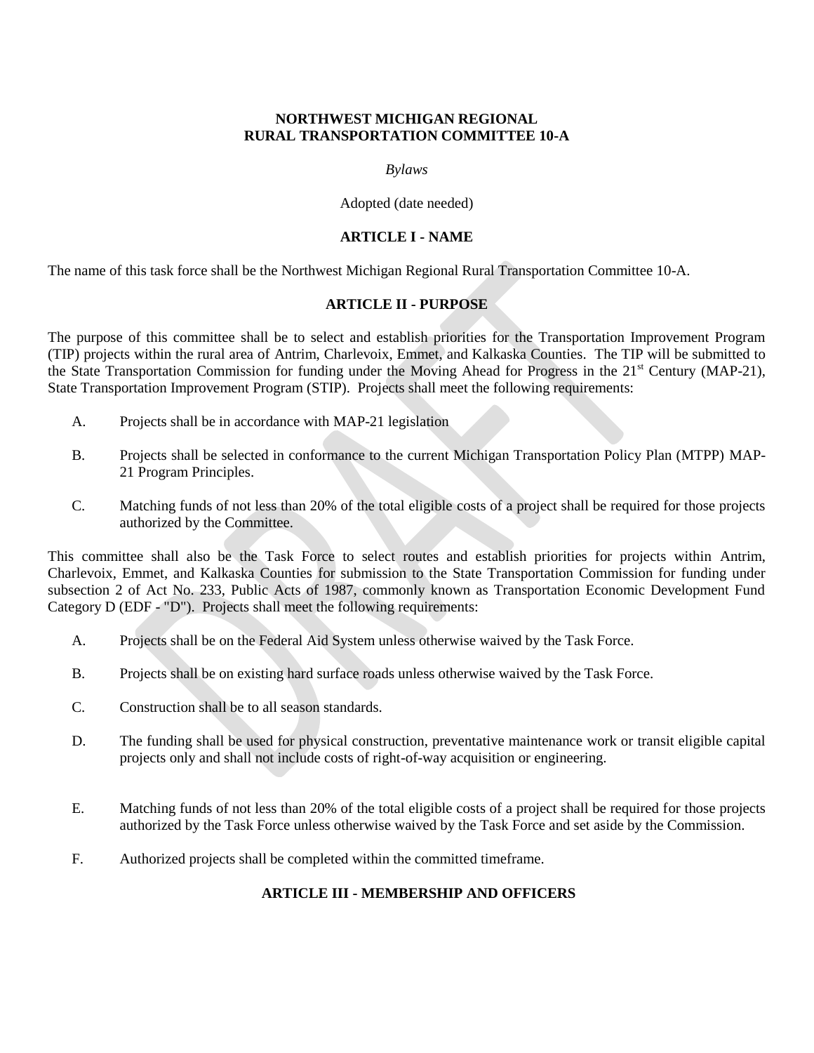# NORTHWEST MICHIGAN REGIONAL RURAL TRANSPORTATION COMMITTEE 10-A

*Bylaws*

Adopted (date needed)

## ARTICLE I - NAME

The name of this task force shall be the Northwest Michigan Regional Rural Transportation Committee 10-A.

## ARTICLE II - PURPOSE

The purpose of this committee shall be to select and establish priorities for the Transportation Improvement Program (TIP) projects within the rural area of Antrim, Charlevoix, Emmet, and Kalkaska Counties. The TIP will be submitted to the State Transportation Commission for funding under the Moving Ahead for Progress in the 21st Century (MAP-21), State Transportation Improvement Program (STIP). Projects shall meet the following requirements:

A. Projects shall be in accordance with MAP-21 legislation

B. Projects shall be selected in conformance to the current Michigan Transportation Policy Plan (MTPP) MAP-21 Program Principles.

C. Matching funds of not less than 20% of the total eligible costs of a project shall be required for those projects authorized by the Committee.

This committee shall also be the Task Force to select routes and establish priorities for projects within Antrim, Charlevoix, Emmet, and Kalkaska Counties for submission to the State Transportation Commission for funding under subsection 2 of Act No. 233, Public Acts of 1987, commonly known as Transportation Economic Development Fund Category D (EDF - "D"). Projects shall meet the following requirements:

A. Projects shall be on the Federal Aid System unless otherwise waived by the Task Force.

B. Projects shall be on existing hard surface roads unless otherwise waived by the Task Force.

C. Construction shall be to all season standards.

D. The funding shall be used for physical construction, preventative maintenance work or transit eligible capital projects only and shall not include costs of right-of-way acquisition or engineering.

E. Matching funds of not less than 20% of the total eligible costs of a project shall be required for those projects authorized by the Task Force unless otherwise waived by the Task Force and set aside by the Commission.

F. Authorized projects shall be completed within the committed timeframe.

## ARTICLE III - MEMBERSHIP AND OFFICERS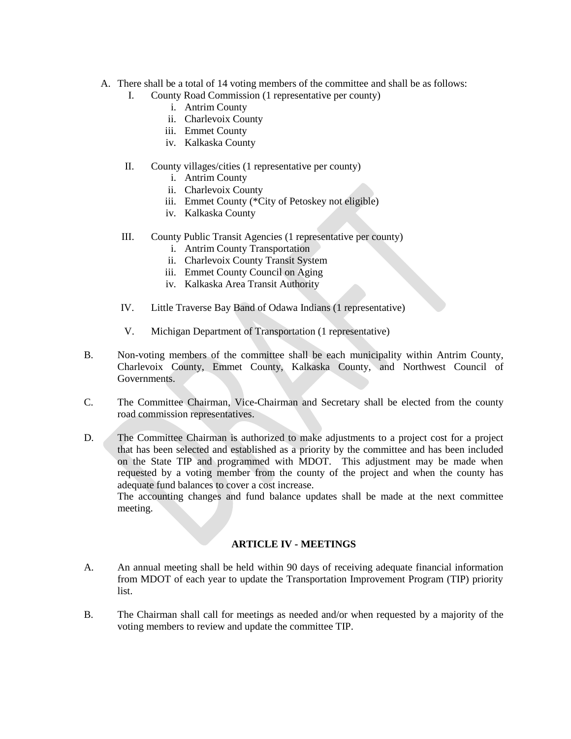A. There shall be a total of 14 voting members of the committee and shall be as follows:

    I. County Road Commission (1 representative per county)
        i. Antrim County
        ii. Charlevoix County
        iii. Emmet County
        iv. Kalkaska County

    II. County villages/cities (1 representative per county)
        i. Antrim County
        ii. Charlevoix County
        iii. Emmet County (*City of Petoskey not eligible)
        iv. Kalkaska County

    III. County Public Transit Agencies (1 representative per county)
        i. Antrim County Transportation
        ii. Charlevoix County Transit System
        iii. Emmet County Council on Aging
        iv. Kalkaska Area Transit Authority

    IV. Little Traverse Bay Band of Odawa Indians (1 representative)

    V. Michigan Department of Transportation (1 representative)

B. Non-voting members of the committee shall be each municipality within Antrim County, Charlevoix County, Emmet County, Kalkaska County, and Northwest Council of Governments.

C. The Committee Chairman, Vice-Chairman and Secretary shall be elected from the county road commission representatives.

D. The Committee Chairman is authorized to make adjustments to a project cost for a project that has been selected and established as a priority by the committee and has been included on the State TIP and programmed with MDOT. This adjustment may be made when requested by a voting member from the county of the project and when the county has adequate fund balances to cover a cost increase.
The accounting changes and fund balance updates shall be made at the next committee meeting.

## ARTICLE IV - MEETINGS

A. An annual meeting shall be held within 90 days of receiving adequate financial information from MDOT of each year to update the Transportation Improvement Program (TIP) priority list.

B. The Chairman shall call for meetings as needed and/or when requested by a majority of the voting members to review and update the committee TIP.